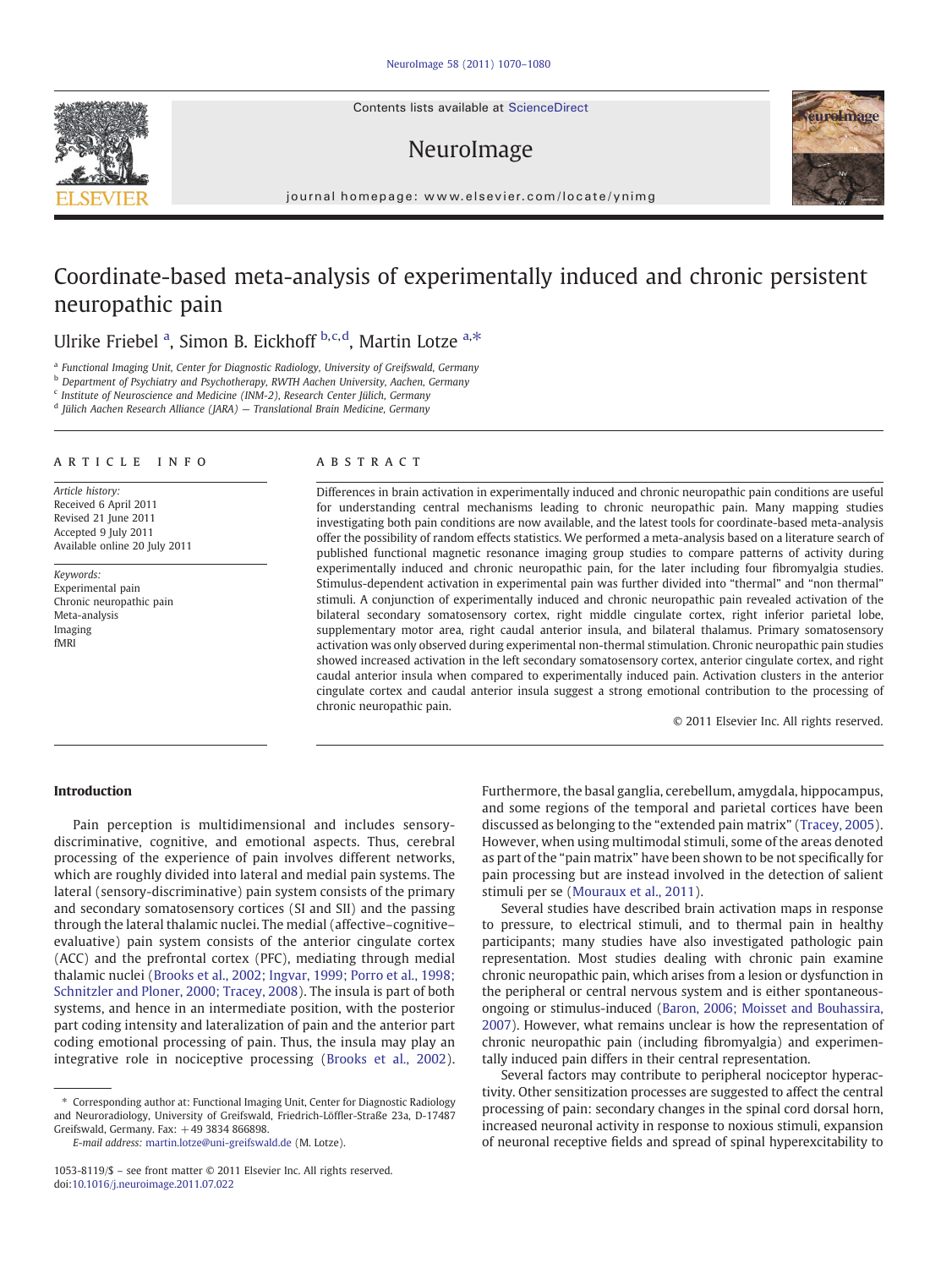# Coordinate-based meta-analysis of experimentally induced and chronic persistent neuropathic pain

Ulrike Friebel [a], Simon B. Eickhoff [b,c,d], Martin Lotze [a,*]

[a] Functional Imaging Unit, Center for Diagnostic Radiology, University of Greifswald, Germany
[b] Department of Psychiatry and Psychotherapy, RWTH Aachen University, Aachen, Germany
[c] Institute of Neuroscience and Medicine (INM-2), Research Center Jülich, Germany
[d] Jülich Aachen Research Alliance (JARA) — Translational Brain Medicine, Germany

## ARTICLE INFO

*Article history:*
Received 6 April 2011
Revised 21 June 2011
Accepted 9 July 2011
Available online 20 July 2011

*Keywords:*
Experimental pain
Chronic neuropathic pain
Meta-analysis
Imaging
fMRI

## ABSTRACT

Differences in brain activation in experimentally induced and chronic neuropathic pain conditions are useful for understanding central mechanisms leading to chronic neuropathic pain. Many mapping studies investigating both pain conditions are now available, and the latest tools for coordinate-based meta-analysis offer the possibility of random effects statistics. We performed a meta-analysis based on a literature search of published functional magnetic resonance imaging group studies to compare patterns of activity during experimentally induced and chronic neuropathic pain, for the later including four fibromyalgia studies. Stimulus-dependent activation in experimental pain was further divided into "thermal" and "non thermal" stimuli. A conjunction of experimentally induced and chronic neuropathic pain revealed activation of the bilateral secondary somatosensory cortex, right middle cingulate cortex, right inferior parietal lobe, supplementary motor area, right caudal anterior insula, and bilateral thalamus. Primary somatosensory activation was only observed during experimental non-thermal stimulation. Chronic neuropathic pain studies showed increased activation in the left secondary somatosensory cortex, anterior cingulate cortex, and right caudal anterior insula when compared to experimentally induced pain. Activation clusters in the anterior cingulate cortex and caudal anterior insula suggest a strong emotional contribution to the processing of chronic neuropathic pain.

© 2011 Elsevier Inc. All rights reserved.

## Introduction

Pain perception is multidimensional and includes sensory-discriminative, cognitive, and emotional aspects. Thus, cerebral processing of the experience of pain involves different networks, which are roughly divided into lateral and medial pain systems. The lateral (sensory-discriminative) pain system consists of the primary and secondary somatosensory cortices (SI and SII) and the passing through the lateral thalamic nuclei. The medial (affective–cognitive–evaluative) pain system consists of the anterior cingulate cortex (ACC) and the prefrontal cortex (PFC), mediating through medial thalamic nuclei (Brooks et al., 2002; Ingvar, 1999; Porro et al., 1998; Schnitzler and Ploner, 2000; Tracey, 2008). The insula is part of both systems, and hence in an intermediate position, with the posterior part coding intensity and lateralization of pain and the anterior part coding emotional processing of pain. Thus, the insula may play an integrative role in nociceptive processing (Brooks et al., 2002). Furthermore, the basal ganglia, cerebellum, amygdala, hippocampus, and some regions of the temporal and parietal cortices have been discussed as belonging to the "extended pain matrix" (Tracey, 2005). However, when using multimodal stimuli, some of the areas denoted as part of the "pain matrix" have been shown to be not specifically for pain processing but are instead involved in the detection of salient stimuli per se (Mouraux et al., 2011).

Several studies have described brain activation maps in response to pressure, to electrical stimuli, and to thermal pain in healthy participants; many studies have also investigated pathologic pain representation. Most studies dealing with chronic pain examine chronic neuropathic pain, which arises from a lesion or dysfunction in the peripheral or central nervous system and is either spontaneous-ongoing or stimulus-induced (Baron, 2006; Moisset and Bouhassira, 2007). However, what remains unclear is how the representation of chronic neuropathic pain (including fibromyalgia) and experimentally induced pain differs in their central representation.

Several factors may contribute to peripheral nociceptor hyperactivity. Other sensitization processes are suggested to affect the central processing of pain: secondary changes in the spinal cord dorsal horn, increased neuronal activity in response to noxious stimuli, expansion of neuronal receptive fields and spread of spinal hyperexcitability to

\* Corresponding author at: Functional Imaging Unit, Center for Diagnostic Radiology and Neuroradiology, University of Greifswald, Friedrich-Löffler-Straße 23a, D-17487 Greifswald, Germany. Fax: +49 3834 866898.
*E-mail address:* martin.lotze@uni-greifswald.de (M. Lotze).

1053-8119/$ – see front matter © 2011 Elsevier Inc. All rights reserved.
doi:10.1016/j.neuroimage.2011.07.022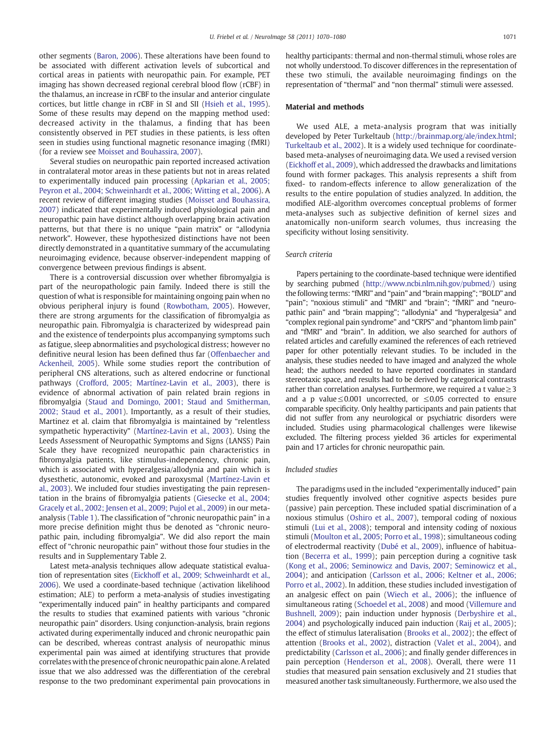other segments (Baron, 2006). These alterations have been found to be associated with different activation levels of subcortical and cortical areas in patients with neuropathic pain. For example, PET imaging has shown decreased regional cerebral blood flow (rCBF) in the thalamus, an increase in rCBF to the insular and anterior cingulate cortices, but little change in rCBF in SI and SII (Hsieh et al., 1995). Some of these results may depend on the mapping method used: decreased activity in the thalamus, a finding that has been consistently observed in PET studies in these patients, is less often seen in studies using functional magnetic resonance imaging (fMRI) (for a review see Moisset and Bouhassira, 2007).

Several studies on neuropathic pain reported increased activation in contralateral motor areas in these patients but not in areas related to experimentally induced pain processing (Apkarian et al., 2005; Peyron et al., 2004; Schweinhardt et al., 2006; Witting et al., 2006). A recent review of different imaging studies (Moisset and Bouhassira, 2007) indicated that experimentally induced physiological pain and neuropathic pain have distinct although overlapping brain activation patterns, but that there is no unique "pain matrix" or "allodynia network". However, these hypothesized distinctions have not been directly demonstrated in a quantitative summary of the accumulating neuroimaging evidence, because observer-independent mapping of convergence between previous findings is absent.

There is a controversial discussion over whether fibromyalgia is part of the neuropathologic pain family. Indeed there is still the question of what is responsible for maintaining ongoing pain when no obvious peripheral injury is found (Rowbotham, 2005). However, there are strong arguments for the classification of fibromyalgia as neuropathic pain. Fibromyalgia is characterized by widespread pain and the existence of tenderpoints plus accompanying symptoms such as fatigue, sleep abnormalities and psychological distress; however no definitive neural lesion has been defined thus far (Offenbaecher and Ackenheil, 2005). While some studies report the contribution of peripheral CNS alterations, such as altered endocrine or functional pathways (Crofford, 2005; Martínez-Lavin et al., 2003), there is evidence of abnormal activation of pain related brain regions in fibromyalgia (Staud and Domingo, 2001; Staud and Smitherman, 2002; Staud et al., 2001). Importantly, as a result of their studies, Martinez et al. claim that fibromyalgia is maintained by "relentless sympathetic hyperactivity" (Martínez-Lavin et al., 2003). Using the Leeds Assessment of Neuropathic Symptoms and Signs (LANSS) Pain Scale they have recognized neuropathic pain characteristics in fibromyalgia patients, like stimulus-independency, chronic pain, which is associated with hyperalgesia/allodynia and pain which is dysesthetic, autonomic, evoked and paroxysmal (Martínez-Lavin et al., 2003). We included four studies investigating the pain representation in the brains of fibromyalgia patients (Giesecke et al., 2004; Gracely et al., 2002; Jensen et al., 2009; Pujol et al., 2009) in our meta-analysis (Table 1). The classification of "chronic neuropathic pain" in a more precise definition might thus be denoted as "chronic neuropathic pain, including fibromyalgia". We did also report the main effect of "chronic neuropathic pain" without those four studies in the results and in Supplementary Table 2.

Latest meta-analysis techniques allow adequate statistical evaluation of representation sites (Eickhoff et al., 2009; Schweinhardt et al., 2006). We used a coordinate-based technique (activation likelihood estimation; ALE) to perform a meta-analysis of studies investigating "experimentally induced pain" in healthy participants and compared the results to studies that examined patients with various "chronic neuropathic pain" disorders. Using conjunction-analysis, brain regions activated during experimentally induced and chronic neuropathic pain can be described, whereas contrast analysis of neuropathic minus experimental pain was aimed at identifying structures that provide correlates with the presence of chronic neuropathic pain alone. A related issue that we also addressed was the differentiation of the cerebral response to the two predominant experimental pain provocations in healthy participants: thermal and non-thermal stimuli, whose roles are not wholly understood. To discover differences in the representation of these two stimuli, the available neuroimaging findings on the representation of "thermal" and "non thermal" stimuli were assessed.

## Material and methods

We used ALE, a meta-analysis program that was initially developed by Peter Turkeltaub (http://brainmap.org/ale/index.html; Turkeltaub et al., 2002). It is a widely used technique for coordinate-based meta-analyses of neuroimaging data. We used a revised version (Eickhoff et al., 2009), which addressed the drawbacks and limitations found with former packages. This analysis represents a shift from fixed- to random-effects inference to allow generalization of the results to the entire population of studies analyzed. In addition, the modified ALE-algorithm overcomes conceptual problems of former meta-analyses such as subjective definition of kernel sizes and anatomically non-uniform search volumes, thus increasing the specificity without losing sensitivity.

### *Search criteria*

Papers pertaining to the coordinate-based technique were identified by searching pubmed (http://www.ncbi.nlm.nih.gov/pubmed/) using the following terms: "fMRI" and "pain" and "brain mapping"; "BOLD" and "pain"; "noxious stimuli" and "fMRI" and "brain"; "fMRI" and "neuropathic pain" and "brain mapping"; "allodynia" and "hyperalgesia" and "complex regional pain syndrome" and "CRPS" and "phantom limb pain" and "fMRI" and "brain". In addition, we also searched for authors of related articles and carefully examined the references of each retrieved paper for other potentially relevant studies. To be included in the analysis, these studies needed to have imaged and analyzed the whole head; the authors needed to have reported coordinates in standard stereotaxic space, and results had to be derived by categorical contrasts rather than correlation analyses. Furthermore, we required a t value $\geq 3$ and a p value $\leq 0.001$ uncorrected, or $\leq 0.05$ corrected to ensure comparable specificity. Only healthy participants and pain patients that did not suffer from any neurological or psychiatric disorders were included. Studies using pharmacological challenges were likewise excluded. The filtering process yielded 36 articles for experimental pain and 17 articles for chronic neuropathic pain.

### *Included studies*

The paradigms used in the included "experimentally induced" pain studies frequently involved other cognitive aspects besides pure (passive) pain perception. These included spatial discrimination of a noxious stimulus (Oshiro et al., 2007), temporal coding of noxious stimuli (Lui et al., 2008); temporal and intensity coding of noxious stimuli (Moulton et al., 2005; Porro et al., 1998); simultaneous coding of electrodermal reactivity (Dubé et al., 2009), influence of habituation (Becerra et al., 1999); pain perception during a cognitive task (Kong et al., 2006; Seminowicz and Davis, 2007; Seminowicz et al., 2004); and anticipation (Carlsson et al., 2006; Keltner et al., 2006; Porro et al., 2002). In addition, these studies included investigation of an analgesic effect on pain (Wiech et al., 2006); the influence of simultaneous rating (Schoedel et al., 2008) and mood (Villemure and Bushnell, 2009); pain induction under hypnosis (Derbyshire et al., 2004) and psychologically induced pain induction (Raij et al., 2005); the effect of stimulus lateralisation (Brooks et al., 2002); the effect of attention (Brooks et al., 2002), distraction (Valet et al., 2004), and predictability (Carlsson et al., 2006); and finally gender differences in pain perception (Henderson et al., 2008). Overall, there were 11 studies that measured pain sensation exclusively and 21 studies that measured another task simultaneously. Furthermore, we also used the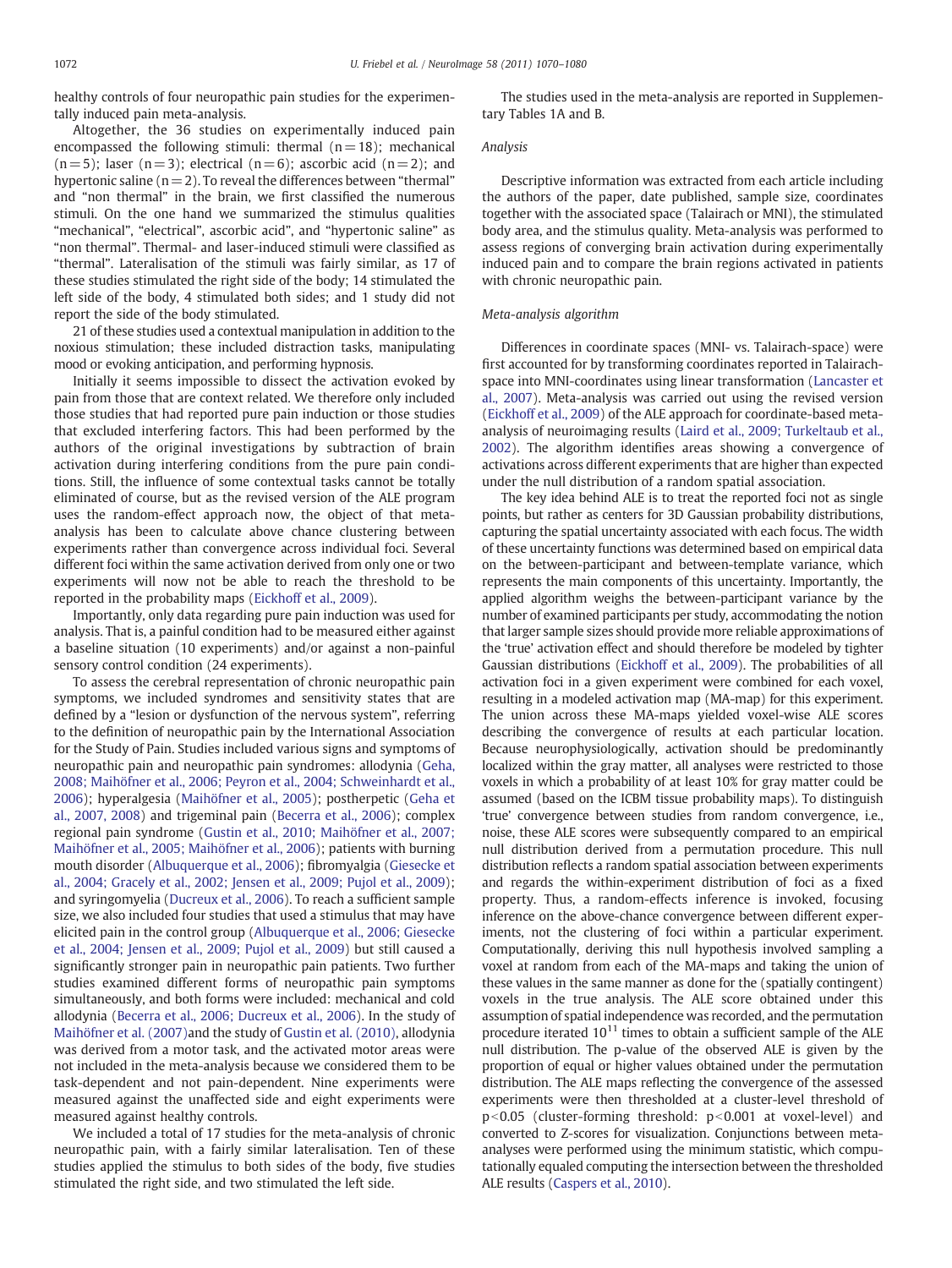healthy controls of four neuropathic pain studies for the experimentally induced pain meta-analysis.

Altogether, the 36 studies on experimentally induced pain encompassed the following stimuli: thermal ($n = 18$); mechanical ($n = 5$); laser ($n = 3$); electrical ($n = 6$); ascorbic acid ($n = 2$); and hypertonic saline ($n = 2$). To reveal the differences between "thermal" and "non thermal" in the brain, we first classified the numerous stimuli. On the one hand we summarized the stimulus qualities "mechanical", "electrical", ascorbic acid", and "hypertonic saline" as "non thermal". Thermal- and laser-induced stimuli were classified as "thermal". Lateralisation of the stimuli was fairly similar, as 17 of these studies stimulated the right side of the body; 14 stimulated the left side of the body, 4 stimulated both sides; and 1 study did not report the side of the body stimulated.

21 of these studies used a contextual manipulation in addition to the noxious stimulation; these included distraction tasks, manipulating mood or evoking anticipation, and performing hypnosis.

Initially it seems impossible to dissect the activation evoked by pain from those that are context related. We therefore only included those studies that had reported pure pain induction or those studies that excluded interfering factors. This had been performed by the authors of the original investigations by subtraction of brain activation during interfering conditions from the pure pain conditions. Still, the influence of some contextual tasks cannot be totally eliminated of course, but as the revised version of the ALE program uses the random-effect approach now, the object of that meta-analysis has been to calculate above chance clustering between experiments rather than convergence across individual foci. Several different foci within the same activation derived from only one or two experiments will now not be able to reach the threshold to be reported in the probability maps (Eickhoff et al., 2009).

Importantly, only data regarding pure pain induction was used for analysis. That is, a painful condition had to be measured either against a baseline situation (10 experiments) and/or against a non-painful sensory control condition (24 experiments).

To assess the cerebral representation of chronic neuropathic pain symptoms, we included syndromes and sensitivity states that are defined by a "lesion or dysfunction of the nervous system", referring to the definition of neuropathic pain by the International Association for the Study of Pain. Studies included various signs and symptoms of neuropathic pain and neuropathic pain syndromes: allodynia (Geha, 2008; Maihöfner et al., 2006; Peyron et al., 2004; Schweinhardt et al., 2006); hyperalgesia (Maihöfner et al., 2005); postherpetic (Geha et al., 2007, 2008) and trigeminal pain (Becerra et al., 2006); complex regional pain syndrome (Gustin et al., 2010; Maihöfner et al., 2007; Maihöfner et al., 2005; Maihöfner et al., 2006); patients with burning mouth disorder (Albuquerque et al., 2006); fibromyalgia (Giesecke et al., 2004; Gracely et al., 2002; Jensen et al., 2009; Pujol et al., 2009); and syringomyelia (Ducreux et al., 2006). To reach a sufficient sample size, we also included four studies that used a stimulus that may have elicited pain in the control group (Albuquerque et al., 2006; Giesecke et al., 2004; Jensen et al., 2009; Pujol et al., 2009) but still caused a significantly stronger pain in neuropathic pain patients. Two further studies examined different forms of neuropathic pain symptoms simultaneously, and both forms were included: mechanical and cold allodynia (Becerra et al., 2006; Ducreux et al., 2006). In the study of Maihöfner et al. (2007)and the study of Gustin et al. (2010), allodynia was derived from a motor task, and the activated motor areas were not included in the meta-analysis because we considered them to be task-dependent and not pain-dependent. Nine experiments were measured against the unaffected side and eight experiments were measured against healthy controls.

We included a total of 17 studies for the meta-analysis of chronic neuropathic pain, with a fairly similar lateralisation. Ten of these studies applied the stimulus to both sides of the body, five studies stimulated the right side, and two stimulated the left side.

The studies used in the meta-analysis are reported in Supplementary Tables 1A and B.

### Analysis

Descriptive information was extracted from each article including the authors of the paper, date published, sample size, coordinates together with the associated space (Talairach or MNI), the stimulated body area, and the stimulus quality. Meta-analysis was performed to assess regions of converging brain activation during experimentally induced pain and to compare the brain regions activated in patients with chronic neuropathic pain.

### Meta-analysis algorithm

Differences in coordinate spaces (MNI- vs. Talairach-space) were first accounted for by transforming coordinates reported in Talairach-space into MNI-coordinates using linear transformation (Lancaster et al., 2007). Meta-analysis was carried out using the revised version (Eickhoff et al., 2009) of the ALE approach for coordinate-based meta-analysis of neuroimaging results (Laird et al., 2009; Turkeltaub et al., 2002). The algorithm identifies areas showing a convergence of activations across different experiments that are higher than expected under the null distribution of a random spatial association.

The key idea behind ALE is to treat the reported foci not as single points, but rather as centers for 3D Gaussian probability distributions, capturing the spatial uncertainty associated with each focus. The width of these uncertainty functions was determined based on empirical data on the between-participant and between-template variance, which represents the main components of this uncertainty. Importantly, the applied algorithm weighs the between-participant variance by the number of examined participants per study, accommodating the notion that larger sample sizes should provide more reliable approximations of the 'true' activation effect and should therefore be modeled by tighter Gaussian distributions (Eickhoff et al., 2009). The probabilities of all activation foci in a given experiment were combined for each voxel, resulting in a modeled activation map (MA-map) for this experiment. The union across these MA-maps yielded voxel-wise ALE scores describing the convergence of results at each particular location. Because neurophysiologically, activation should be predominantly localized within the gray matter, all analyses were restricted to those voxels in which a probability of at least 10% for gray matter could be assumed (based on the ICBM tissue probability maps). To distinguish 'true' convergence between studies from random convergence, i.e., noise, these ALE scores were subsequently compared to an empirical null distribution derived from a permutation procedure. This null distribution reflects a random spatial association between experiments and regards the within-experiment distribution of foci as a fixed property. Thus, a random-effects inference is invoked, focusing inference on the above-chance convergence between different experiments, not the clustering of foci within a particular experiment. Computationally, deriving this null hypothesis involved sampling a voxel at random from each of the MA-maps and taking the union of these values in the same manner as done for the (spatially contingent) voxels in the true analysis. The ALE score obtained under this assumption of spatial independence was recorded, and the permutation procedure iterated $10^{11}$ times to obtain a sufficient sample of the ALE null distribution. The p-value of the observed ALE is given by the proportion of equal or higher values obtained under the permutation distribution. The ALE maps reflecting the convergence of the assessed experiments were then thresholded at a cluster-level threshold of $p<0.05$ (cluster-forming threshold: $p<0.001$ at voxel-level) and converted to Z-scores for visualization. Conjunctions between meta-analyses were performed using the minimum statistic, which computationally equaled computing the intersection between the thresholded ALE results (Caspers et al., 2010).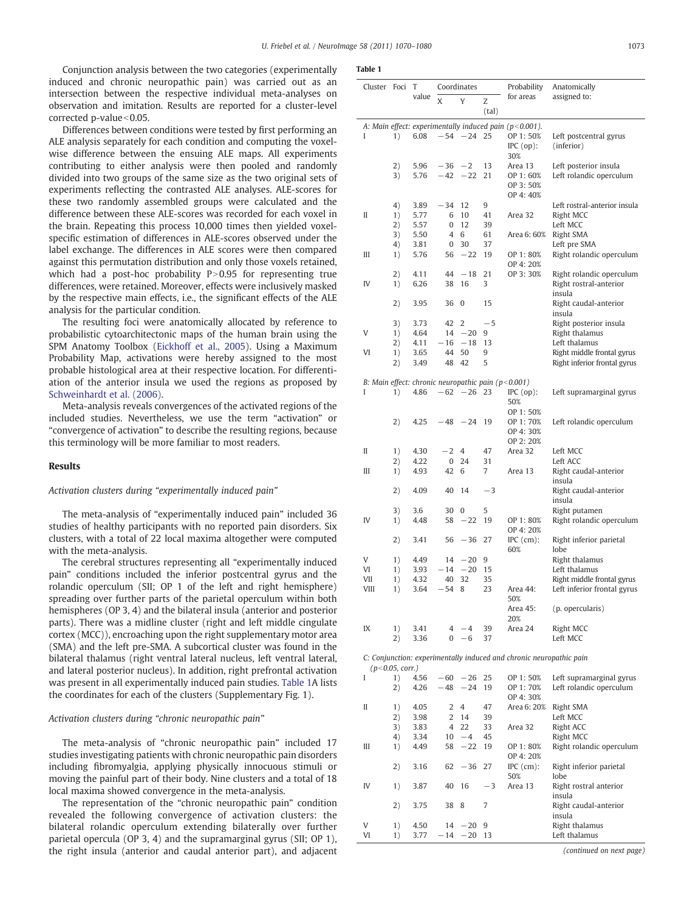Conjunction analysis between the two categories (experimentally induced and chronic neuropathic pain) was carried out as an intersection between the respective individual meta-analyses on observation and imitation. Results are reported for a cluster-level corrected p-value<0.05.

Differences between conditions were tested by first performing an ALE analysis separately for each condition and computing the voxel-wise difference between the ensuing ALE maps. All experiments contributing to either analysis were then pooled and randomly divided into two groups of the same size as the two original sets of experiments reflecting the contrasted ALE analyses. ALE-scores for these two randomly assembled groups were calculated and the difference between these ALE-scores was recorded for each voxel in the brain. Repeating this process 10,000 times then yielded voxel-specific estimation of differences in ALE-scores observed under the label exchange. The differences in ALE scores were then compared against this permutation distribution and only those voxels retained, which had a post-hoc probability P>0.95 for representing true differences, were retained. Moreover, effects were inclusively masked by the respective main effects, i.e., the significant effects of the ALE analysis for the particular condition.

The resulting foci were anatomically allocated by reference to probabilistic cytoarchitectonic maps of the human brain using the SPM Anatomy Toolbox (Eickhoff et al., 2005). Using a Maximum Probability Map, activations were hereby assigned to the most probable histological area at their respective location. For differentiation of the anterior insula we used the regions as proposed by Schweinhardt et al. (2006).

Meta-analysis reveals convergences of the activated regions of the included studies. Nevertheless, we use the term "activation" or "convergence of activation" to describe the resulting regions, because this terminology will be more familiar to most readers.

## Results

### Activation clusters during "experimentally induced pain"

The meta-analysis of "experimentally induced pain" included 36 studies of healthy participants with no reported pain disorders. Six clusters, with a total of 22 local maxima altogether were computed with the meta-analysis.

The cerebral structures representing all "experimentally induced pain" conditions included the inferior postcentral gyrus and the rolandic operculum (SII; OP 1 of the left and right hemisphere) spreading over further parts of the parietal operculum within both hemispheres (OP 3, 4) and the bilateral insula (anterior and posterior parts). There was a midline cluster (right and left middle cingulate cortex (MCC)), encroaching upon the right supplementary motor area (SMA) and the left pre-SMA. A subcortical cluster was found in the bilateral thalamus (right ventral lateral nucleus, left ventral lateral, and lateral posterior nucleus). In addition, right prefrontal activation was present in all experimentally induced pain studies. Table 1A lists the coordinates for each of the clusters (Supplementary Fig. 1).

### Activation clusters during "chronic neuropathic pain"

The meta-analysis of "chronic neuropathic pain" included 17 studies investigating patients with chronic neuropathic pain disorders including fibromyalgia, applying physically innocuous stimuli or moving the painful part of their body. Nine clusters and a total of 18 local maxima showed convergence in the meta-analysis.

The representation of the "chronic neuropathic pain" condition revealed the following convergence of activation clusters: the bilateral rolandic operculum extending bilaterally over further parietal opercula (OP 3, 4) and the supramarginal gyrus (SII; OP 1), the right insula (anterior and caudal anterior part), and adjacent

**Table 1**

| Cluster | Foci | T value | Coordinates X | Y | Z (tal) | Probability for areas | Anatomically assigned to: |
|---|---|---|---|---|---|---|---|
| *A: Main effect: experimentally induced pain (p<0.001).* | | | | | | | |
| I | 1) | 6.08 | −54 | −24 | 25 | OP 1: 50% IPC (op): 30% | Left postcentral gyrus (inferior) |
| | 2) | 5.96 | −36 | −2 | 13 | Area 13 | Left posterior insula |
| | 3) | 5.76 | −42 | −22 | 21 | OP 1: 60% OP 3: 50% OP 4: 40% | Left rolandic operculum |
| | 4) | 3.89 | −34 | 12 | 9 | | Left rostral-anterior insula |
| II | 1) | 5.77 | 6 | 10 | 41 | Area 32 | Right MCC |
| | 2) | 5.57 | 0 | 12 | 39 | | Left MCC |
| | 3) | 5.50 | 4 | 6 | 61 | Area 6: 60% | Right SMA |
| | 4) | 3.81 | 0 | 30 | 37 | | Left pre SMA |
| III | 1) | 5.76 | 56 | −22 | 19 | OP 1: 80% OP 4: 20% | Right rolandic operculum |
| | 2) | 4.11 | 44 | −18 | 21 | OP 3: 30% | Right rolandic operculum |
| IV | 1) | 6.26 | 38 | 16 | 3 | | Right rostral-anterior insula |
| | 2) | 3.95 | 36 | 0 | 15 | | Right caudal-anterior insula |
| | 3) | 3.73 | 42 | 2 | −5 | | Right posterior insula |
| V | 1) | 4.64 | 14 | −20 | 9 | | Right thalamus |
| | 2) | 4.11 | −16 | −18 | 13 | | Left thalamus |
| VI | 1) | 3.65 | 44 | 50 | 9 | | Right middle frontal gyrus |
| | 2) | 3.49 | 48 | 42 | 5 | | Right inferior frontal gyrus |
| *B: Main effect: chronic neuropathic pain (p<0.001)* | | | | | | | |
| I | 1) | 4.86 | −62 | −26 | 23 | IPC (op): 50% OP 1: 50% | Left supramarginal gyrus |
| | 2) | 4.25 | −48 | −24 | 19 | OP 1: 70% OP 4: 30% OP 2: 20% | Left rolandic operculum |
| II | 1) | 4.30 | −2 | 4 | 47 | Area 32 | Left MCC |
| | 2) | 4.22 | 0 | 24 | 31 | | Left ACC |
| III | 1) | 4.93 | 42 | 6 | 7 | Area 13 | Right caudal-anterior insula |
| | 2) | 4.09 | 40 | 14 | −3 | | Right caudal-anterior insula |
| | 3) | 3.6 | 30 | 0 | 5 | | Right putamen |
| IV | 1) | 4.48 | 58 | −22 | 19 | OP 1: 80% OP 4: 20% | Right rolandic operculum |
| | 2) | 3.41 | 56 | −36 | 27 | IPC (cm): 60% | Right inferior parietal lobe |
| V | 1) | 4.49 | 14 | −20 | 9 | | Right thalamus |
| VI | 1) | 3.93 | −14 | −20 | 15 | | Left thalamus |
| VII | 1) | 4.32 | 40 | 32 | 35 | | Right middle frontal gyrus |
| VIII | 1) | 3.64 | −54 | 8 | 23 | Area 44: 50% Area 45: 20% | Left inferior frontal gyrus (p. opercularis) |
| IX | 1) | 3.41 | 4 | −4 | 39 | Area 24 | Right MCC |
| | 2) | 3.36 | 0 | −6 | 37 | | Left MCC |
| *C: Conjunction: experimentally induced and chronic neuropathic pain (p<0.05, corr.)* | | | | | | | |
| I | 1) | 4.56 | −60 | −26 | 25 | OP 1: 50% | Left supramarginal gyrus |
| | 2) | 4.26 | −48 | −24 | 19 | OP 1: 70% OP 4: 30% | Left rolandic operculum |
| II | 1) | 4.05 | 2 | 4 | 47 | Area 6: 20% | Right SMA |
| | 2) | 3.98 | 2 | 14 | 39 | | Left MCC |
| | 3) | 3.83 | 4 | 22 | 33 | Area 32 | Right ACC |
| | 4) | 3.34 | 10 | −4 | 45 | | Right MCC |
| III | 1) | 4.49 | 58 | −22 | 19 | OP 1: 80% OP 4: 20% | Right rolandic operculum |
| | 2) | 3.16 | 62 | −36 | 27 | IPC (cm): 50% | Right inferior parietal lobe |
| IV | 1) | 3.87 | 40 | 16 | −3 | Area 13 | Right rostral anterior insula |
| | 2) | 3.75 | 38 | 8 | 7 | | Right caudal-anterior insula |
| V | 1) | 4.50 | 14 | −20 | 9 | | Right thalamus |
| VI | 1) | 3.77 | −14 | −20 | 13 | | Left thalamus |

*(continued on next page)*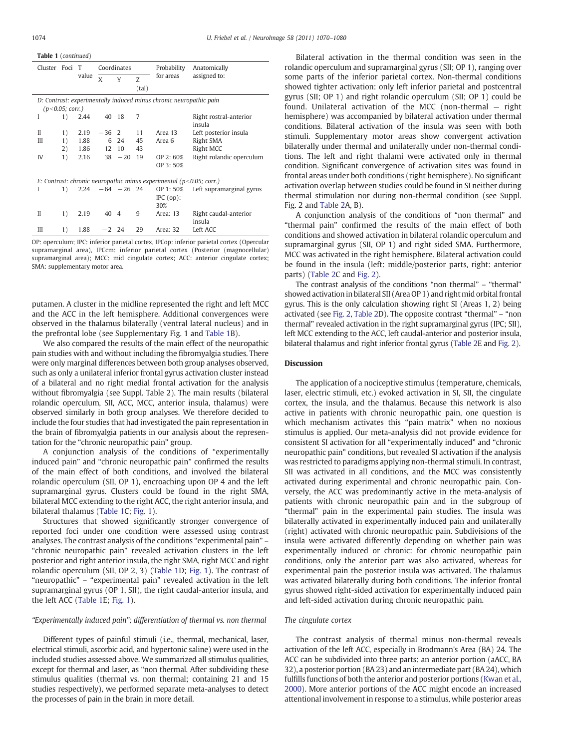**Table 1** (*continued*)

| Cluster | Foci | T value | Coordinates | | | Probability for areas | Anatomically assigned to: |
|---|---|---|---|---|---|---|---|
| | | | X | Y | Z (tal) | | |
| *D: Contrast: experimentally induced minus chronic neuropathic pain (p<0.05; corr.)* | | | | | | | |
| I | 1) | 2.44 | 40 | 18 | 7 | | Right rostral-anterior insula |
| II | 1) | 2.19 | −36 | 2 | 11 | Area 13 | Left posterior insula |
| III | 1) | 1.88 | 6 | 24 | 45 | Area 6 | Right SMA |
| | 2) | 1.86 | 12 | 10 | 43 | | Right MCC |
| IV | 1) | 2.16 | 38 | −20 | 19 | OP 2: 60% OP 3: 50% | Right rolandic operculum |
| *E: Contrast: chronic neuropathic minus experimental (p<0.05; corr.)* | | | | | | | |
| I | 1) | 2.24 | −64 | −26 | 24 | OP 1: 50% IPC (op): 30% | Left supramarginal gyrus |
| II | 1) | 2.19 | 40 | 4 | 9 | Area: 13 | Right caudal-anterior insula |
| III | 1) | 1.88 | −2 | 24 | 29 | Area: 32 | Left ACC |

OP: operculum; IPC: inferior parietal cortex, IPCop: inferior parietal cortex (Opercular supramarginal area), IPCcm: inferior parietal cortex (Posterior (magnocellular) supramarginal area); MCC: mid cingulate cortex; ACC: anterior cingulate cortex; SMA: supplementary motor area.

putamen. A cluster in the midline represented the right and left MCC and the ACC in the left hemisphere. Additional convergences were observed in the thalamus bilaterally (ventral lateral nucleus) and in the prefrontal lobe (see Supplementary Fig. 1 and Table 1B).

We also compared the results of the main effect of the neuropathic pain studies with and without including the fibromyalgia studies. There were only marginal differences between both group analyses observed, such as only a unilateral inferior frontal gyrus activation cluster instead of a bilateral and no right medial frontal activation for the analysis without fibromyalgia (see Suppl. Table 2). The main results (bilateral rolandic operculum, SII, ACC, MCC, anterior insula, thalamus) were observed similarly in both group analyses. We therefore decided to include the four studies that had investigated the pain representation in the brain of fibromyalgia patients in our analysis about the representation for the "chronic neuropathic pain" group.

A conjunction analysis of the conditions of "experimentally induced pain" and "chronic neuropathic pain" confirmed the results of the main effect of both conditions, and involved the bilateral rolandic operculum (SII, OP 1), encroaching upon OP 4 and the left supramarginal gyrus. Clusters could be found in the right SMA, bilateral MCC extending to the right ACC, the right anterior insula, and bilateral thalamus (Table 1C; Fig. 1).

Structures that showed significantly stronger convergence of reported foci under one condition were assessed using contrast analyses. The contrast analysis of the conditions "experimental pain" – "chronic neuropathic pain" revealed activation clusters in the left posterior and right anterior insula, the right SMA, right MCC and right rolandic operculum (SII, OP 2, 3) (Table 1D; Fig. 1). The contrast of "neuropathic" – "experimental pain" revealed activation in the left supramarginal gyrus (OP 1, SII), the right caudal-anterior insula, and the left ACC (Table 1E; Fig. 1).

### *"Experimentally induced pain"; differentiation of thermal vs. non thermal*

Different types of painful stimuli (i.e., thermal, mechanical, laser, electrical stimuli, ascorbic acid, and hypertonic saline) were used in the included studies assessed above. We summarized all stimulus qualities, except for thermal and laser, as "non thermal. After subdividing these stimulus qualities (thermal vs. non thermal; containing 21 and 15 studies respectively), we performed separate meta-analyses to detect the processes of pain in the brain in more detail.

Bilateral activation in the thermal condition was seen in the rolandic operculum and supramarginal gyrus (SII; OP 1), ranging over some parts of the inferior parietal cortex. Non-thermal conditions showed tighter activation: only left inferior parietal and postcentral gyrus (SII; OP 1) and right rolandic operculum (SII; OP 1) could be found. Unilateral activation of the MCC (non-thermal — right hemisphere) was accompanied by bilateral activation under thermal conditions. Bilateral activation of the insula was seen with both stimuli. Supplementary motor areas show convergent activation bilaterally under thermal and unilaterally under non-thermal conditions. The left and right thalami were activated only in thermal condition. Significant convergence of activation sites was found in frontal areas under both conditions (right hemisphere). No significant activation overlap between studies could be found in SI neither during thermal stimulation nor during non-thermal condition (see Suppl. Fig. 2 and Table 2A, B).

A conjunction analysis of the conditions of "non thermal" and "thermal pain" confirmed the results of the main effect of both conditions and showed activation in bilateral rolandic operculum and supramarginal gyrus (SII, OP 1) and right sided SMA. Furthermore, MCC was activated in the right hemisphere. Bilateral activation could be found in the insula (left: middle/posterior parts, right: anterior parts) (Table 2C and Fig. 2).

The contrast analysis of the conditions "non thermal" – "thermal" showed activation in bilateral SII (Area OP 1) and right mid orbital frontal gyrus. This is the only calculation showing right SI (Areas 1, 2) being activated (see Fig. 2, Table 2D). The opposite contrast "thermal" – "non thermal" revealed activation in the right supramarginal gyrus (IPC; SII), left MCC extending to the ACC, left caudal-anterior and posterior insula, bilateral thalamus and right inferior frontal gyrus (Table 2E and Fig. 2).

## Discussion

The application of a nociceptive stimulus (temperature, chemicals, laser, electric stimuli, etc.) evoked activation in SI, SII, the cingulate cortex, the insula, and the thalamus. Because this network is also active in patients with chronic neuropathic pain, one question is which mechanism activates this "pain matrix" when no noxious stimulus is applied. Our meta-analysis did not provide evidence for consistent SI activation for all "experimentally induced" and "chronic neuropathic pain" conditions, but revealed SI activation if the analysis was restricted to paradigms applying non-thermal stimuli. In contrast, SII was activated in all conditions, and the MCC was consistently activated during experimental and chronic neuropathic pain. Conversely, the ACC was predominantly active in the meta-analysis of patients with chronic neuropathic pain and in the subgroup of "thermal" pain in the experimental pain studies. The insula was bilaterally activated in experimentally induced pain and unilaterally (right) activated with chronic neuropathic pain. Subdivisions of the insula were activated differently depending on whether pain was experimentally induced or chronic: for chronic neuropathic pain conditions, only the anterior part was also activated, whereas for experimental pain the posterior insula was activated. The thalamus was activated bilaterally during both conditions. The inferior frontal gyrus showed right-sided activation for experimentally induced pain and left-sided activation during chronic neuropathic pain.

### *The cingulate cortex*

The contrast analysis of thermal minus non-thermal reveals activation of the left ACC, especially in Brodmann's Area (BA) 24. The ACC can be subdivided into three parts: an anterior portion (aACC, BA 32), a posterior portion (BA 23) and an intermediate part (BA 24), which fulfills functions of both the anterior and posterior portions (Kwan et al., 2000). More anterior portions of the ACC might encode an increased attentional involvement in response to a stimulus, while posterior areas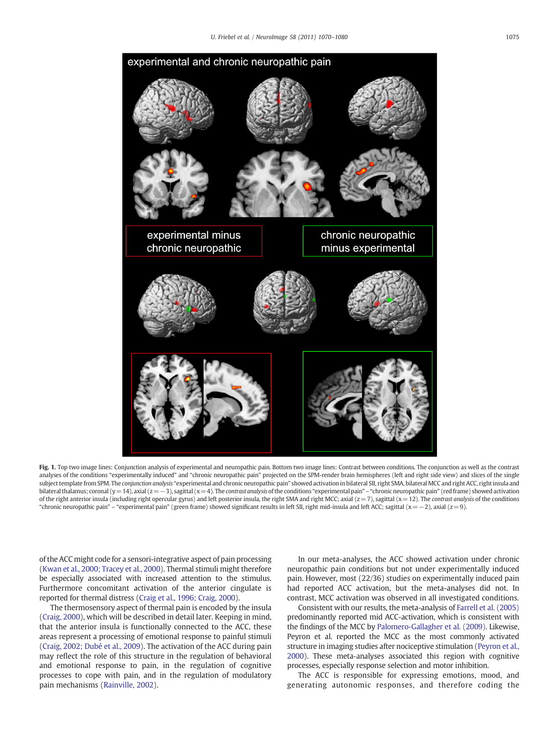**Fig. 1.** Top two image lines: Conjunction analysis of experimental and neuropathic pain. Bottom two image lines: Contrast between conditions. The conjunction as well as the contrast analyses of the conditions "experimentally induced" and "chronic neuropathic pain" projected on the SPM-render brain hemispheres (left and right side view) and slices of the single subject template from SPM. The *conjunction analysis* "experimental and chronic neuropathic pain" showed activation in bilateral SII, right SMA, bilateral MCC and right ACC, right insula and bilateral thalamus; coronal (y = 14), axial (z = −3), sagittal (x = 4). The *contrast analysis* of the conditions "experimental pain" – "chronic neuropathic pain" (red frame) showed activation of the right anterior insula (including right opercular gyrus) and left posterior insula, the right SMA and right MCC; axial (z = 7), sagittal (x = 12). The *contrast analysis* of the conditions "chronic neuropathic pain" – "experimental pain" (green frame) showed significant results in left SII, right mid-insula and left ACC; sagittal (x = −2), axial (z = 9).

of the ACC might code for a sensori-integrative aspect of pain processing (Kwan et al., 2000; Tracey et al., 2000). Thermal stimuli might therefore be especially associated with increased attention to the stimulus. Furthermore concomitant activation of the anterior cingulate is reported for thermal distress (Craig et al., 1996; Craig, 2000).

The thermosensory aspect of thermal pain is encoded by the insula (Craig, 2000), which will be described in detail later. Keeping in mind, that the anterior insula is functionally connected to the ACC, these areas represent a processing of emotional response to painful stimuli (Craig, 2002; Dubé et al., 2009). The activation of the ACC during pain may reflect the role of this structure in the regulation of behavioral and emotional response to pain, in the regulation of cognitive processes to cope with pain, and in the regulation of modulatory pain mechanisms (Rainville, 2002).

In our meta-analyses, the ACC showed activation under chronic neuropathic pain conditions but not under experimentally induced pain. However, most (22/36) studies on experimentally induced pain had reported ACC activation, but the meta-analyses did not. In contrast, MCC activation was observed in all investigated conditions.

Consistent with our results, the meta-analysis of Farrell et al. (2005) predominantly reported mid ACC-activation, which is consistent with the findings of the MCC by Palomero-Gallagher et al. (2009). Likewise, Peyron et al. reported the MCC as the most commonly activated structure in imaging studies after nociceptive stimulation (Peyron et al., 2000). These meta-analyses associated this region with cognitive processes, especially response selection and motor inhibition.

The ACC is responsible for expressing emotions, mood, and generating autonomic responses, and therefore coding the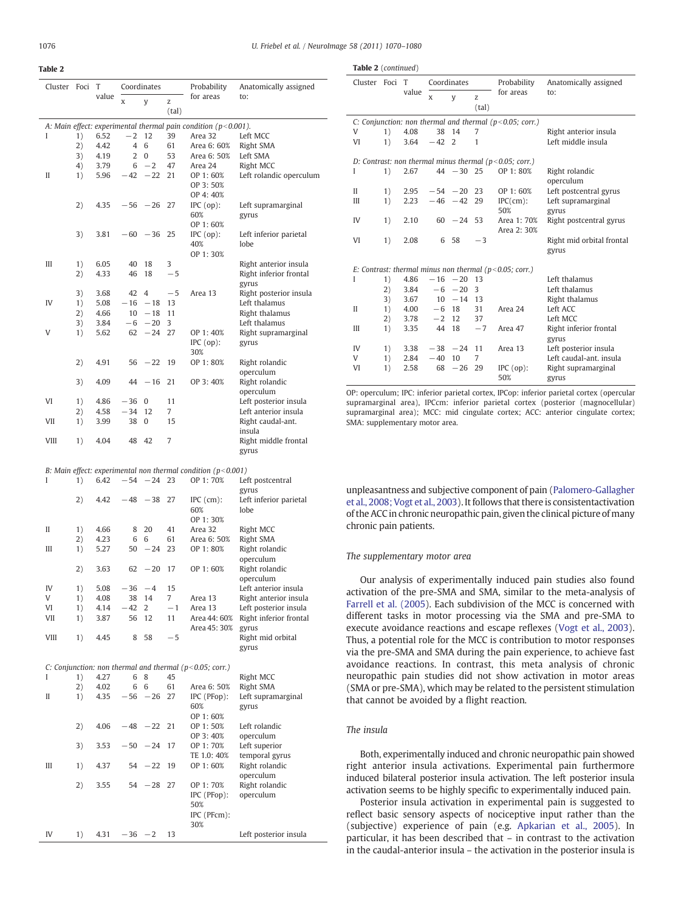**Table 2**

| Cluster | Foci | T value | Coordinates | | | Probability for areas | Anatomically assigned to: |
|---|---|---|---|---|---|---|---|
| | | | x | y | z (tal) | | |
| *A: Main effect: experimental thermal pain condition (p<0.001).* | | | | | | | |
| I | 1) | 6.52 | −2 | 12 | 39 | Area 32 | Left MCC |
| | 2) | 4.42 | 4 | 6 | 61 | Area 6: 60% | Right SMA |
| | 3) | 4.19 | 2 | 0 | 53 | Area 6: 50% | Left SMA |
| | 4) | 3.79 | 6 | −2 | 47 | Area 24 | Right MCC |
| II | 1) | 5.96 | −42 | −22 | 21 | OP 1: 60% OP 3: 50% OP 4: 40% | Left rolandic operculum |
| | 2) | 4.35 | −56 | −26 | 27 | IPC (op): 60% OP 1: 60% | Left supramarginal gyrus |
| | 3) | 3.81 | −60 | −36 | 25 | IPC (op): 40% OP 1: 30% | Left inferior parietal lobe |
| III | 1) | 6.05 | 40 | 18 | 3 | | Right anterior insula |
| | 2) | 4.33 | 46 | 18 | −5 | | Right inferior frontal gyrus |
| | 3) | 3.68 | 42 | 4 | −5 | Area 13 | Right posterior insula |
| IV | 1) | 5.08 | −16 | −18 | 13 | | Left thalamus |
| | 2) | 4.66 | 10 | −18 | 11 | | Right thalamus |
| | 3) | 3.84 | −6 | −20 | 3 | | Left thalamus |
| V | 1) | 5.62 | 62 | −24 | 27 | OP 1: 40% IPC (op): 30% | Right supramarginal gyrus |
| | 2) | 4.91 | 56 | −22 | 19 | OP 1: 80% | Right rolandic operculum |
| | 3) | 4.09 | 44 | −16 | 21 | OP 3: 40% | Right rolandic operculum |
| VI | 1) | 4.86 | −36 | 0 | 11 | | Left posterior insula |
| | 2) | 4.58 | −34 | 12 | 7 | | Left anterior insula |
| VII | 1) | 3.99 | 38 | 0 | 15 | | Right caudal-ant. insula |
| VIII | 1) | 4.04 | 48 | 42 | 7 | | Right middle frontal gyrus |
| *B: Main effect: experimental non thermal condition (p<0.001)* | | | | | | | |
| I | 1) | 6.42 | −54 | −24 | 23 | OP 1: 70% | Left postcentral gyrus |
| | 2) | 4.42 | −48 | −38 | 27 | IPC (cm): 60% OP 1: 30% | Left inferior parietal lobe |
| II | 1) | 4.66 | 8 | 20 | 41 | Area 32 | Right MCC |
| | 2) | 4.23 | 6 | 6 | 61 | Area 6: 50% | Right SMA |
| III | 1) | 5.27 | 50 | −24 | 23 | OP 1: 80% | Right rolandic operculum |
| | 2) | 3.63 | 62 | −20 | 17 | OP 1: 60% | Right rolandic operculum |
| IV | 1) | 5.08 | −36 | −4 | 15 | | Left anterior insula |
| V | 1) | 4.08 | 38 | 14 | 7 | Area 13 | Right anterior insula |
| VI | 1) | 4.14 | −42 | 2 | −1 | Area 13 | Left posterior insula |
| VII | 1) | 3.87 | 56 | 12 | 11 | Area 44: 60% Area 45: 30% | Right inferior frontal gyrus |
| VIII | 1) | 4.45 | 8 | 58 | −5 | | Right mid orbital gyrus |
| *C: Conjunction: non thermal and thermal (p<0.05; corr.)* | | | | | | | |
| I | 1) | 4.27 | 6 | 8 | 45 | | Right MCC |
| | 2) | 4.02 | 6 | 6 | 61 | Area 6: 50% | Right SMA |
| II | 1) | 4.35 | −56 | −26 | 27 | IPC (PFop): 60% OP 1: 60% | Left supramarginal gyrus |
| | 2) | 4.06 | −48 | −22 | 21 | OP 1: 50% OP 3: 40% | Left rolandic operculum |
| | 3) | 3.53 | −50 | −24 | 17 | OP 1: 70% TE 1.0: 40% | Left superior temporal gyrus |
| III | 1) | 4.37 | 54 | −22 | 19 | OP 1: 60% | Right rolandic operculum |
| | 2) | 3.55 | 54 | −28 | 27 | OP 1: 70% IPC (PFop): 50% IPC (PFcm): 30% | Right rolandic operculum |
| IV | 1) | 4.31 | −36 | −2 | 13 | | Left posterior insula |
| V | 1) | 4.08 | 38 | 14 | 7 | | Right anterior insula |
| VI | 1) | 3.64 | −42 | 2 | 1 | | Left middle insula |
| *D: Contrast: non thermal minus thermal (p<0.05; corr.)* | | | | | | | |
| I | 1) | 2.67 | 44 | −30 | 25 | OP 1: 80% | Right rolandic operculum |
| II | 1) | 2.95 | −54 | −20 | 23 | OP 1: 60% | Left postcentral gyrus |
| III | 1) | 2.23 | −46 | −42 | 29 | IPC(cm): 50% | Left supramarginal gyrus |
| IV | 1) | 2.10 | 60 | −24 | 53 | Area 1: 70% Area 2: 30% | Right postcentral gyrus |
| VI | 1) | 2.08 | 6 | 58 | −3 | | Right mid orbital frontal gyrus |
| *E: Contrast: thermal minus non thermal (p<0.05; corr.)* | | | | | | | |
| I | 1) | 4.86 | −16 | −20 | 13 | | Left thalamus |
| | 2) | 3.84 | −6 | −20 | 3 | | Left thalamus |
| | 3) | 3.67 | 10 | −14 | 13 | | Right thalamus |
| II | 1) | 4.00 | −6 | 18 | 31 | Area 24 | Left ACC |
| | 2) | 3.78 | −2 | 12 | 37 | | Left MCC |
| III | 1) | 3.35 | 44 | 18 | −7 | Area 47 | Right inferior frontal gyrus |
| IV | 1) | 3.38 | −38 | −24 | 11 | Area 13 | Left posterior insula |
| V | 1) | 2.84 | −40 | 10 | 7 | | Left caudal-ant. insula |
| VI | 1) | 2.58 | 68 | −26 | 29 | IPC (op): 50% | Right supramarginal gyrus |

OP: operculum; IPC: inferior parietal cortex, IPCop: inferior parietal cortex (opercular supramarginal area), IPCcm: inferior parietal cortex (posterior (magnocellular) supramarginal area); MCC: mid cingulate cortex; ACC: anterior cingulate cortex; SMA: supplementary motor area.

unpleasantness and subjective component of pain (Palomero-Gallagher et al., 2008; Vogt et al., 2003). It follows that there is consistentactivation of the ACC in chronic neuropathic pain, given the clinical picture of many chronic pain patients.

### The supplementary motor area

Our analysis of experimentally induced pain studies also found activation of the pre-SMA and SMA, similar to the meta-analysis of Farrell et al. (2005). Each subdivision of the MCC is concerned with different tasks in motor processing via the SMA and pre-SMA to execute avoidance reactions and escape reflexes (Vogt et al., 2003). Thus, a potential role for the MCC is contribution to motor responses via the pre-SMA and SMA during the pain experience, to achieve fast avoidance reactions. In contrast, this meta analysis of chronic neuropathic pain studies did not show activation in motor areas (SMA or pre-SMA), which may be related to the persistent stimulation that cannot be avoided by a flight reaction.

### The insula

Both, experimentally induced and chronic neuropathic pain showed right anterior insula activations. Experimental pain furthermore induced bilateral posterior insula activation. The left posterior insula activation seems to be highly specific to experimentally induced pain.

Posterior insula activation in experimental pain is suggested to reflect basic sensory aspects of nociceptive input rather than the (subjective) experience of pain (e.g. Apkarian et al., 2005). In particular, it has been described that – in contrast to the activation in the caudal-anterior insula – the activation in the posterior insula is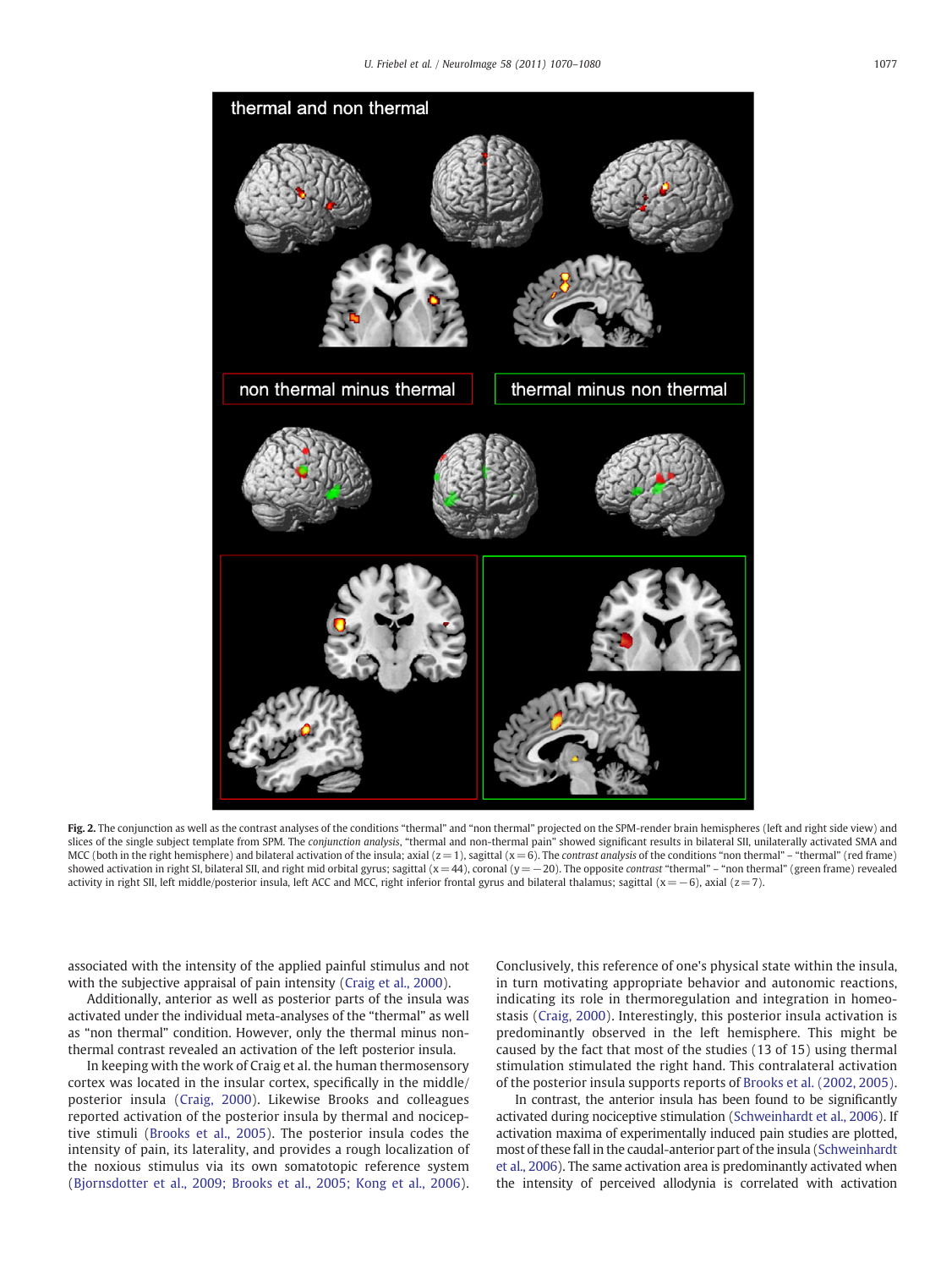**Fig. 2.** The conjunction as well as the contrast analyses of the conditions "thermal" and "non thermal" projected on the SPM-render brain hemispheres (left and right side view) and slices of the single subject template from SPM. The *conjunction analysis*, "thermal and non-thermal pain" showed significant results in bilateral SII, unilaterally activated SMA and MCC (both in the right hemisphere) and bilateral activation of the insula; axial (z = 1), sagittal (x = 6). The *contrast analysis* of the conditions "non thermal" – "thermal" (red frame) showed activation in right SI, bilateral SII, and right mid orbital gyrus; sagittal (x = 44), coronal (y = −20). The opposite *contrast* "thermal" – "non thermal" (green frame) revealed activity in right SII, left middle/posterior insula, left ACC and MCC, right inferior frontal gyrus and bilateral thalamus; sagittal (x = −6), axial (z = 7).

associated with the intensity of the applied painful stimulus and not with the subjective appraisal of pain intensity (Craig et al., 2000).

Additionally, anterior as well as posterior parts of the insula was activated under the individual meta-analyses of the "thermal" as well as "non thermal" condition. However, only the thermal minus non-thermal contrast revealed an activation of the left posterior insula.

In keeping with the work of Craig et al. the human thermosensory cortex was located in the insular cortex, specifically in the middle/posterior insula (Craig, 2000). Likewise Brooks and colleagues reported activation of the posterior insula by thermal and nociceptive stimuli (Brooks et al., 2005). The posterior insula codes the intensity of pain, its laterality, and provides a rough localization of the noxious stimulus via its own somatotopic reference system (Bjornsdotter et al., 2009; Brooks et al., 2005; Kong et al., 2006). Conclusively, this reference of one's physical state within the insula, in turn motivating appropriate behavior and autonomic reactions, indicating its role in thermoregulation and integration in homeostasis (Craig, 2000). Interestingly, this posterior insula activation is predominantly observed in the left hemisphere. This might be caused by the fact that most of the studies (13 of 15) using thermal stimulation stimulated the right hand. This contralateral activation of the posterior insula supports reports of Brooks et al. (2002, 2005).

In contrast, the anterior insula has been found to be significantly activated during nociceptive stimulation (Schweinhardt et al., 2006). If activation maxima of experimentally induced pain studies are plotted, most of these fall in the caudal-anterior part of the insula (Schweinhardt et al., 2006). The same activation area is predominantly activated when the intensity of perceived allodynia is correlated with activation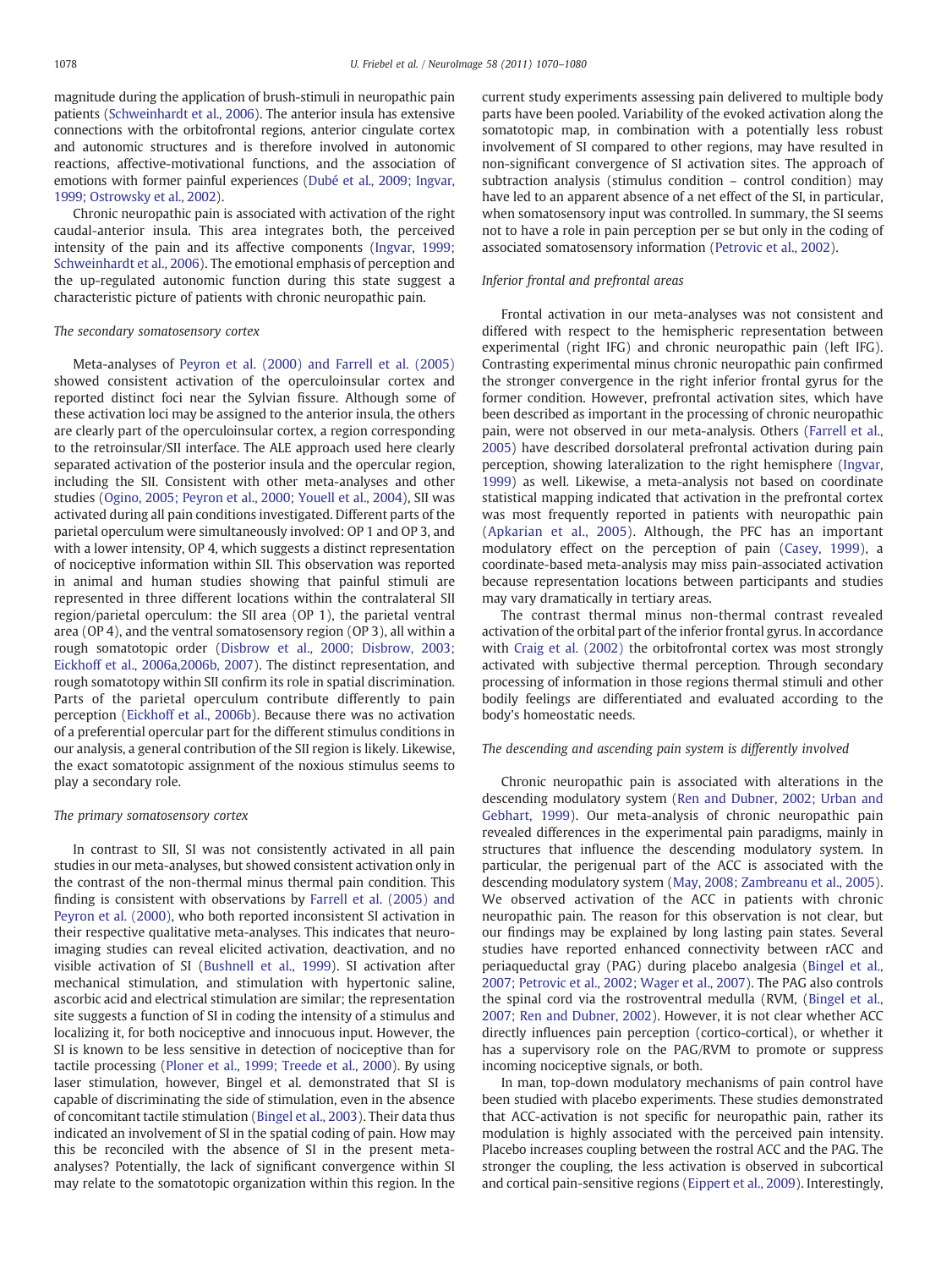magnitude during the application of brush-stimuli in neuropathic pain patients (Schweinhardt et al., 2006). The anterior insula has extensive connections with the orbitofrontal regions, anterior cingulate cortex and autonomic structures and is therefore involved in autonomic reactions, affective-motivational functions, and the association of emotions with former painful experiences (Dubé et al., 2009; Ingvar, 1999; Ostrowsky et al., 2002).

Chronic neuropathic pain is associated with activation of the right caudal-anterior insula. This area integrates both, the perceived intensity of the pain and its affective components (Ingvar, 1999; Schweinhardt et al., 2006). The emotional emphasis of perception and the up-regulated autonomic function during this state suggest a characteristic picture of patients with chronic neuropathic pain.

### The secondary somatosensory cortex

Meta-analyses of Peyron et al. (2000) and Farrell et al. (2005) showed consistent activation of the operculoinsular cortex and reported distinct foci near the Sylvian fissure. Although some of these activation loci may be assigned to the anterior insula, the others are clearly part of the operculoinsular cortex, a region corresponding to the retroinsular/SII interface. The ALE approach used here clearly separated activation of the posterior insula and the opercular region, including the SII. Consistent with other meta-analyses and other studies (Ogino, 2005; Peyron et al., 2000; Youell et al., 2004), SII was activated during all pain conditions investigated. Different parts of the parietal operculum were simultaneously involved: OP 1 and OP 3, and with a lower intensity, OP 4, which suggests a distinct representation of nociceptive information within SII. This observation was reported in animal and human studies showing that painful stimuli are represented in three different locations within the contralateral SII region/parietal operculum: the SII area (OP 1), the parietal ventral area (OP 4), and the ventral somatosensory region (OP 3), all within a rough somatotopic order (Disbrow et al., 2000; Disbrow, 2003; Eickhoff et al., 2006a,2006b, 2007). The distinct representation, and rough somatotopy within SII confirm its role in spatial discrimination. Parts of the parietal operculum contribute differently to pain perception (Eickhoff et al., 2006b). Because there was no activation of a preferential opercular part for the different stimulus conditions in our analysis, a general contribution of the SII region is likely. Likewise, the exact somatotopic assignment of the noxious stimulus seems to play a secondary role.

### The primary somatosensory cortex

In contrast to SII, SI was not consistently activated in all pain studies in our meta-analyses, but showed consistent activation only in the contrast of the non-thermal minus thermal pain condition. This finding is consistent with observations by Farrell et al. (2005) and Peyron et al. (2000), who both reported inconsistent SI activation in their respective qualitative meta-analyses. This indicates that neuroimaging studies can reveal elicited activation, deactivation, and no visible activation of SI (Bushnell et al., 1999). SI activation after mechanical stimulation, and stimulation with hypertonic saline, ascorbic acid and electrical stimulation are similar; the representation site suggests a function of SI in coding the intensity of a stimulus and localizing it, for both nociceptive and innocuous input. However, the SI is known to be less sensitive in detection of nociceptive than for tactile processing (Ploner et al., 1999; Treede et al., 2000). By using laser stimulation, however, Bingel et al. demonstrated that SI is capable of discriminating the side of stimulation, even in the absence of concomitant tactile stimulation (Bingel et al., 2003). Their data thus indicated an involvement of SI in the spatial coding of pain. How may this be reconciled with the absence of SI in the present meta-analyses? Potentially, the lack of significant convergence within SI may relate to the somatotopic organization within this region. In the current study experiments assessing pain delivered to multiple body parts have been pooled. Variability of the evoked activation along the somatotopic map, in combination with a potentially less robust involvement of SI compared to other regions, may have resulted in non-significant convergence of SI activation sites. The approach of subtraction analysis (stimulus condition – control condition) may have led to an apparent absence of a net effect of the SI, in particular, when somatosensory input was controlled. In summary, the SI seems not to have a role in pain perception per se but only in the coding of associated somatosensory information (Petrovic et al., 2002).

### Inferior frontal and prefrontal areas

Frontal activation in our meta-analyses was not consistent and differed with respect to the hemispheric representation between experimental (right IFG) and chronic neuropathic pain (left IFG). Contrasting experimental minus chronic neuropathic pain confirmed the stronger convergence in the right inferior frontal gyrus for the former condition. However, prefrontal activation sites, which have been described as important in the processing of chronic neuropathic pain, were not observed in our meta-analysis. Others (Farrell et al., 2005) have described dorsolateral prefrontal activation during pain perception, showing lateralization to the right hemisphere (Ingvar, 1999) as well. Likewise, a meta-analysis not based on coordinate statistical mapping indicated that activation in the prefrontal cortex was most frequently reported in patients with neuropathic pain (Apkarian et al., 2005). Although, the PFC has an important modulatory effect on the perception of pain (Casey, 1999), a coordinate-based meta-analysis may miss pain-associated activation because representation locations between participants and studies may vary dramatically in tertiary areas.

The contrast thermal minus non-thermal contrast revealed activation of the orbital part of the inferior frontal gyrus. In accordance with Craig et al. (2002) the orbitofrontal cortex was most strongly activated with subjective thermal perception. Through secondary processing of information in those regions thermal stimuli and other bodily feelings are differentiated and evaluated according to the body's homeostatic needs.

### The descending and ascending pain system is differently involved

Chronic neuropathic pain is associated with alterations in the descending modulatory system (Ren and Dubner, 2002; Urban and Gebhart, 1999). Our meta-analysis of chronic neuropathic pain revealed differences in the experimental pain paradigms, mainly in structures that influence the descending modulatory system. In particular, the perigenual part of the ACC is associated with the descending modulatory system (May, 2008; Zambreanu et al., 2005). We observed activation of the ACC in patients with chronic neuropathic pain. The reason for this observation is not clear, but our findings may be explained by long lasting pain states. Several studies have reported enhanced connectivity between rACC and periaqueductal gray (PAG) during placebo analgesia (Bingel et al., 2007; Petrovic et al., 2002; Wager et al., 2007). The PAG also controls the spinal cord via the rostroventral medulla (RVM, (Bingel et al., 2007; Ren and Dubner, 2002). However, it is not clear whether ACC directly influences pain perception (cortico-cortical), or whether it has a supervisory role on the PAG/RVM to promote or suppress incoming nociceptive signals, or both.

In man, top-down modulatory mechanisms of pain control have been studied with placebo experiments. These studies demonstrated that ACC-activation is not specific for neuropathic pain, rather its modulation is highly associated with the perceived pain intensity. Placebo increases coupling between the rostral ACC and the PAG. The stronger the coupling, the less activation is observed in subcortical and cortical pain-sensitive regions (Eippert et al., 2009). Interestingly,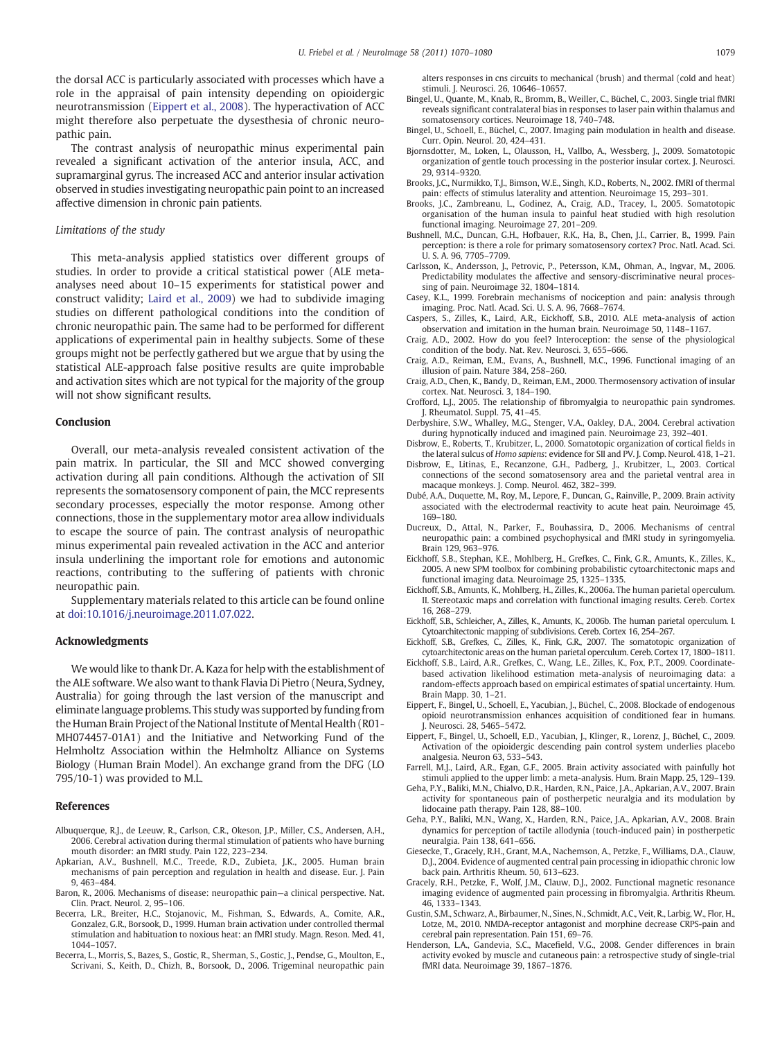the dorsal ACC is particularly associated with processes which have a role in the appraisal of pain intensity depending on opioidergic neurotransmission (Eippert et al., 2008). The hyperactivation of ACC might therefore also perpetuate the dysesthesia of chronic neuropathic pain.

The contrast analysis of neuropathic minus experimental pain revealed a significant activation of the anterior insula, ACC, and supramarginal gyrus. The increased ACC and anterior insular activation observed in studies investigating neuropathic pain point to an increased affective dimension in chronic pain patients.

### *Limitations of the study*

This meta-analysis applied statistics over different groups of studies. In order to provide a critical statistical power (ALE meta-analyses need about 10–15 experiments for statistical power and construct validity; Laird et al., 2009) we had to subdivide imaging studies on different pathological conditions into the condition of chronic neuropathic pain. The same had to be performed for different applications of experimental pain in healthy subjects. Some of these groups might not be perfectly gathered but we argue that by using the statistical ALE-approach false positive results are quite improbable and activation sites which are not typical for the majority of the group will not show significant results.

## Conclusion

Overall, our meta-analysis revealed consistent activation of the pain matrix. In particular, the SII and MCC showed converging activation during all pain conditions. Although the activation of SII represents the somatosensory component of pain, the MCC represents secondary processes, especially the motor response. Among other connections, those in the supplementary motor area allow individuals to escape the source of pain. The contrast analysis of neuropathic minus experimental pain revealed activation in the ACC and anterior insula underlining the important role for emotions and autonomic reactions, contributing to the suffering of patients with chronic neuropathic pain.

Supplementary materials related to this article can be found online at doi:10.1016/j.neuroimage.2011.07.022.

## Acknowledgments

We would like to thank Dr. A. Kaza for help with the establishment of the ALE software. We also want to thank Flavia Di Pietro (Neura, Sydney, Australia) for going through the last version of the manuscript and eliminate language problems. This study was supported by funding from the Human Brain Project of the National Institute of Mental Health (R01-MH074457-01A1) and the Initiative and Networking Fund of the Helmholtz Association within the Helmholtz Alliance on Systems Biology (Human Brain Model). An exchange grand from the DFG (LO 795/10-1) was provided to M.L.

## References

Albuquerque, R.J., de Leeuw, R., Carlson, C.R., Okeson, J.P., Miller, C.S., Andersen, A.H., 2006. Cerebral activation during thermal stimulation of patients who have burning mouth disorder: an fMRI study. Pain 122, 223–234.

Apkarian, A.V., Bushnell, M.C., Treede, R.D., Zubieta, J.K., 2005. Human brain mechanisms of pain perception and regulation in health and disease. Eur. J. Pain 9, 463–484.

Baron, R., 2006. Mechanisms of disease: neuropathic pain—a clinical perspective. Nat. Clin. Pract. Neurol. 2, 95–106.

Becerra, L.R., Breiter, H.C., Stojanovic, M., Fishman, S., Edwards, A., Comite, A.R., Gonzalez, G.R., Borsook, D., 1999. Human brain activation under controlled thermal stimulation and habituation to noxious heat: an fMRI study. Magn. Reson. Med. 41, 1044–1057.

Becerra, L., Morris, S., Bazes, S., Gostic, R., Sherman, S., Gostic, J., Pendse, G., Moulton, E., Scrivani, S., Keith, D., Chizh, B., Borsook, D., 2006. Trigeminal neuropathic pain alters responses in cns circuits to mechanical (brush) and thermal (cold and heat) stimuli. J. Neurosci. 26, 10646–10657.

Bingel, U., Quante, M., Knab, R., Bromm, B., Weiller, C., Büchel, C., 2003. Single trial fMRI reveals significant contralateral bias in responses to laser pain within thalamus and somatosensory cortices. Neuroimage 18, 740–748.

Bingel, U., Schoell, E., Büchel, C., 2007. Imaging pain modulation in health and disease. Curr. Opin. Neurol. 20, 424–431.

Bjornsdotter, M., Loken, L., Olausson, H., Vallbo, A., Wessberg, J., 2009. Somatotopic organization of gentle touch processing in the posterior insular cortex. J. Neurosci. 29, 9314–9320.

Brooks, J.C., Nurmikko, T.J., Bimson, W.E., Singh, K.D., Roberts, N., 2002. fMRI of thermal pain: effects of stimulus laterality and attention. Neuroimage 15, 293–301.

Brooks, J.C., Zambreanu, L., Godinez, A., Craig, A.D., Tracey, I., 2005. Somatotopic organisation of the human insula to painful heat studied with high resolution functional imaging. Neuroimage 27, 201–209.

Bushnell, M.C., Duncan, G.H., Hofbauer, R.K., Ha, B., Chen, J.I., Carrier, B., 1999. Pain perception: is there a role for primary somatosensory cortex? Proc. Natl. Acad. Sci. U. S. A. 96, 7705–7709.

Carlsson, K., Andersson, J., Petrovic, P., Petersson, K.M., Ohman, A., Ingvar, M., 2006. Predictability modulates the affective and sensory-discriminative neural processing of pain. Neuroimage 32, 1804–1814.

Casey, K.L., 1999. Forebrain mechanisms of nociception and pain: analysis through imaging. Proc. Natl. Acad. Sci. U. S. A. 96, 7668–7674.

Caspers, S., Zilles, K., Laird, A.R., Eickhoff, S.B., 2010. ALE meta-analysis of action observation and imitation in the human brain. Neuroimage 50, 1148–1167.

Craig, A.D., 2002. How do you feel? Interoception: the sense of the physiological condition of the body. Nat. Rev. Neurosci. 3, 655–666.

Craig, A.D., Reiman, E.M., Evans, A., Bushnell, M.C., 1996. Functional imaging of an illusion of pain. Nature 384, 258–260.

Craig, A.D., Chen, K., Bandy, D., Reiman, E.M., 2000. Thermosensory activation of insular cortex. Nat. Neurosci. 3, 184–190.

Crofford, L.J., 2005. The relationship of fibromyalgia to neuropathic pain syndromes. J. Rheumatol. Suppl. 75, 41–45.

Derbyshire, S.W., Whalley, M.G., Stenger, V.A., Oakley, D.A., 2004. Cerebral activation during hypnotically induced and imagined pain. Neuroimage 23, 392–401.

Disbrow, E., Roberts, T., Krubitzer, L., 2000. Somatotopic organization of cortical fields in the lateral sulcus of *Homo sapiens*: evidence for SII and PV. J. Comp. Neurol. 418, 1–21.

Disbrow, E., Litinas, E., Recanzone, G.H., Padberg, J., Krubitzer, L., 2003. Cortical connections of the second somatosensory area and the parietal ventral area in macaque monkeys. J. Comp. Neurol. 462, 382–399.

Dubé, A.A., Duquette, M., Roy, M., Lepore, F., Duncan, G., Rainville, P., 2009. Brain activity associated with the electrodermal reactivity to acute heat pain. Neuroimage 45, 169–180.

Ducreux, D., Attal, N., Parker, F., Bouhassira, D., 2006. Mechanisms of central neuropathic pain: a combined psychophysical and fMRI study in syringomyelia. Brain 129, 963–976.

Eickhoff, S.B., Stephan, K.E., Mohlberg, H., Grefkes, C., Fink, G.R., Amunts, K., Zilles, K., 2005. A new SPM toolbox for combining probabilistic cytoarchitectonic maps and functional imaging data. Neuroimage 25, 1325–1335.

Eickhoff, S.B., Amunts, K., Mohlberg, H., Zilles, K., 2006a. The human parietal operculum. II. Stereotaxic maps and correlation with functional imaging results. Cereb. Cortex 16, 268–279.

Eickhoff, S.B., Schleicher, A., Zilles, K., Amunts, K., 2006b. The human parietal operculum. I. Cytoarchitectonic mapping of subdivisions. Cereb. Cortex 16, 254–267.

Eickhoff, S.B., Grefkes, C., Zilles, K., Fink, G.R., 2007. The somatotopic organization of cytoarchitectonic areas on the human parietal operculum. Cereb. Cortex 17, 1800–1811.

Eickhoff, S.B., Laird, A.R., Grefkes, C., Wang, L.E., Zilles, K., Fox, P.T., 2009. Coordinate-based activation likelihood estimation meta-analysis of neuroimaging data: a random-effects approach based on empirical estimates of spatial uncertainty. Hum. Brain Mapp. 30, 1–21.

Eippert, F., Bingel, U., Schoell, E., Yacubian, J., Büchel, C., 2008. Blockade of endogenous opioid neurotransmission enhances acquisition of conditioned fear in humans. J. Neurosci. 28, 5465–5472.

Eippert, F., Bingel, U., Schoell, E.D., Yacubian, J., Klinger, R., Lorenz, J., Büchel, C., 2009. Activation of the opioidergic descending pain control system underlies placebo analgesia. Neuron 63, 533–543.

Farrell, M.J., Laird, A.R., Egan, G.F., 2005. Brain activity associated with painfully hot stimuli applied to the upper limb: a meta-analysis. Hum. Brain Mapp. 25, 129–139.

Geha, P.Y., Baliki, M.N., Chialvo, D.R., Harden, R.N., Paice, J.A., Apkarian, A.V., 2007. Brain activity for spontaneous pain of postherpetic neuralgia and its modulation by lidocaine path therapy. Pain 128, 88–100.

Geha, P.Y., Baliki, M.N., Wang, X., Harden, R.N., Paice, J.A., Apkarian, A.V., 2008. Brain dynamics for perception of tactile allodynia (touch-induced pain) in postherpetic neuralgia. Pain 138, 641–656.

Giesecke, T., Gracely, R.H., Grant, M.A., Nachemson, A., Petzke, F., Williams, D.A., Clauw, D.J., 2004. Evidence of augmented central pain processing in idiopathic chronic low back pain. Arthritis Rheum. 50, 613–623.

Gracely, R.H., Petzke, F., Wolf, J.M., Clauw, D.J., 2002. Functional magnetic resonance imaging evidence of augmented pain processing in fibromyalgia. Arthritis Rheum. 46, 1333–1343.

Gustin, S.M., Schwarz, A., Birbaumer, N., Sines, N., Schmidt, A.C., Veit, R., Larbig, W., Flor, H., Lotze, M., 2010. NMDA-receptor antagonist and morphine decrease CRPS-pain and cerebral pain representation. Pain 151, 69–76.

Henderson, L.A., Gandevia, S.C., Macefield, V.G., 2008. Gender differences in brain activity evoked by muscle and cutaneous pain: a retrospective study of single-trial fMRI data. Neuroimage 39, 1867–1876.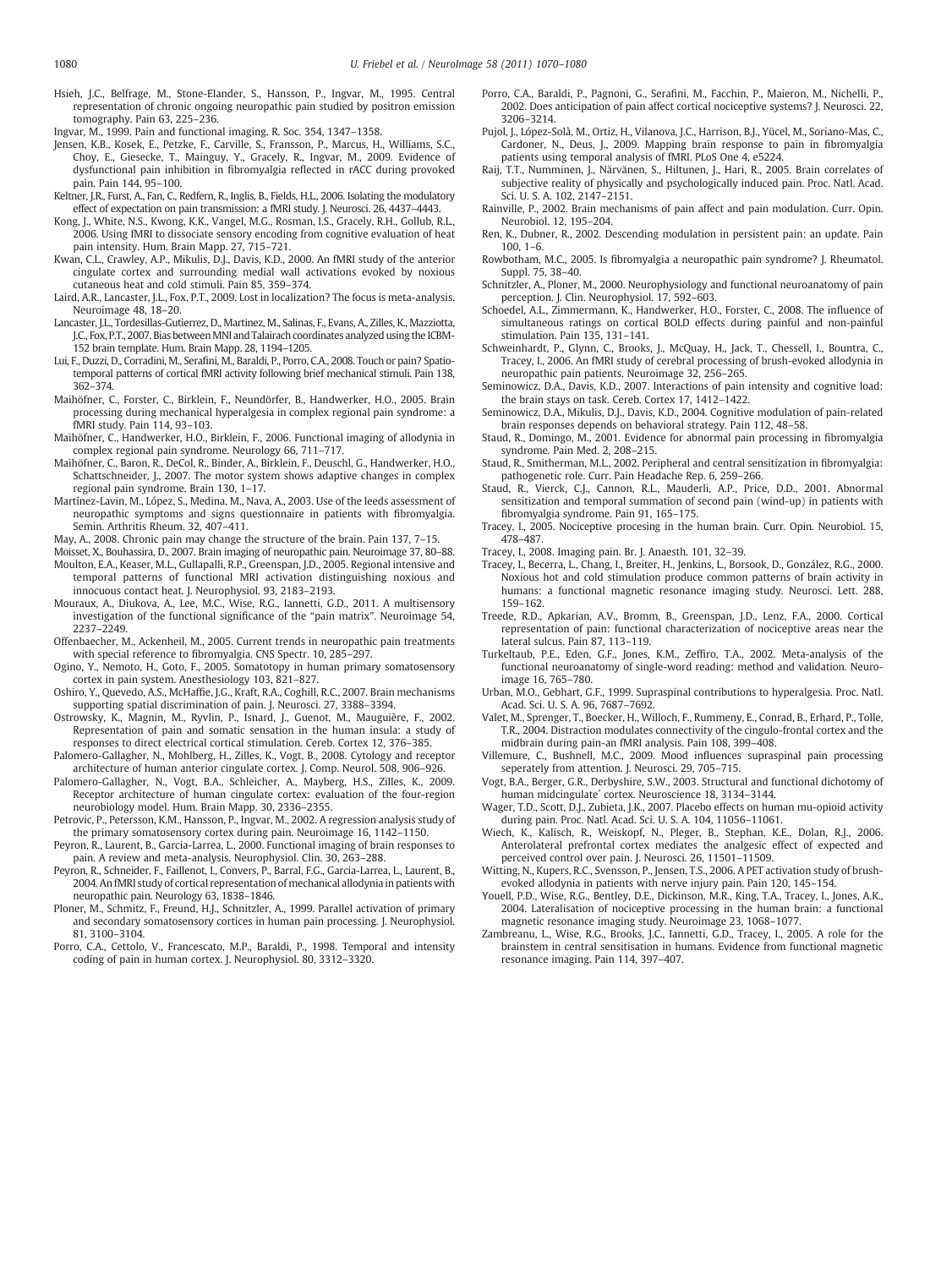Hsieh, J.C., Belfrage, M., Stone-Elander, S., Hansson, P., Ingvar, M., 1995. Central representation of chronic ongoing neuropathic pain studied by positron emission tomography. Pain 63, 225–236.

Ingvar, M., 1999. Pain and functional imaging. R. Soc. 354, 1347–1358.

Jensen, K.B., Kosek, E., Petzke, F., Carville, S., Fransson, P., Marcus, H., Williams, S.C., Choy, E., Giesecke, T., Mainguy, Y., Gracely, R., Ingvar, M., 2009. Evidence of dysfunctional pain inhibition in fibromyalgia reflected in rACC during provoked pain. Pain 144, 95–100.

Keltner, J.R., Furst, A., Fan, C., Redfern, R., Inglis, B., Fields, H.L., 2006. Isolating the modulatory effect of expectation on pain transmission: a fMRI study. J. Neurosci. 26, 4437–4443.

Kong, J., White, N.S., Kwong, K.K., Vangel, M.G., Rosman, I.S., Gracely, R.H., Gollub, R.L., 2006. Using fMRI to dissociate sensory encoding from cognitive evaluation of heat pain intensity. Hum. Brain Mapp. 27, 715–721.

Kwan, C.L., Crawley, A.P., Mikulis, D.J., Davis, K.D., 2000. An fMRI study of the anterior cingulate cortex and surrounding medial wall activations evoked by noxious cutaneous heat and cold stimuli. Pain 85, 359–374.

Laird, A.R., Lancaster, J.L., Fox, P.T., 2009. Lost in localization? The focus is meta-analysis. Neuroimage 48, 18–20.

Lancaster, J.L., Tordesillas-Gutierrez, D., Martinez, M., Salinas, F., Evans, A., Zilles, K., Mazziotta, J.C., Fox, P.T., 2007. Bias between MNI and Talairach coordinates analyzed using the ICBM-152 brain template. Hum. Brain Mapp. 28, 1194–1205.

Lui, F., Duzzi, D., Corradini, M., Serafini, M., Baraldi, P., Porro, C.A., 2008. Touch or pain? Spatio-temporal patterns of cortical fMRI activity following brief mechanical stimuli. Pain 138, 362–374.

Maihöfner, C., Forster, C., Birklein, F., Neundörfer, B., Handwerker, H.O., 2005. Brain processing during mechanical hyperalgesia in complex regional pain syndrome: a fMRI study. Pain 114, 93–103.

Maihöfner, C., Handwerker, H.O., Birklein, F., 2006. Functional imaging of allodynia in complex regional pain syndrome. Neurology 66, 711–717.

Maihöfner, C., Baron, R., DeCol, R., Binder, A., Birklein, F., Deuschl, G., Handwerker, H.O., Schattschneider, J., 2007. The motor system shows adaptive changes in complex regional pain syndrome. Brain 130, 1–17.

Martínez-Lavin, M., López, S., Medina, M., Nava, A., 2003. Use of the leeds assessment of neuropathic symptoms and signs questionnaire in patients with fibromyalgia. Semin. Arthritis Rheum. 32, 407–411.

May, A., 2008. Chronic pain may change the structure of the brain. Pain 137, 7–15.

Moisset, X., Bouhassira, D., 2007. Brain imaging of neuropathic pain. Neuroimage 37, 80–88.

Moulton, E.A., Keaser, M.L., Gullapalli, R.P., Greenspan, J.D., 2005. Regional intensive and temporal patterns of functional MRI activation distinguishing noxious and innocuous contact heat. J. Neurophysiol. 93, 2183–2193.

Mouraux, A., Diukova, A., Lee, M.C., Wise, R.G., Iannetti, G.D., 2011. A multisensory investigation of the functional significance of the "pain matrix". Neuroimage 54, 2237–2249.

Offenbaecher, M., Ackenheil, M., 2005. Current trends in neuropathic pain treatments with special reference to fibromyalgia. CNS Spectr. 10, 285–297.

Ogino, Y., Nemoto, H., Goto, F., 2005. Somatotopy in human primary somatosensory cortex in pain system. Anesthesiology 103, 821–827.

Oshiro, Y., Quevedo, A.S., McHaffie, J.G., Kraft, R.A., Coghill, R.C., 2007. Brain mechanisms supporting spatial discrimination of pain. J. Neurosci. 27, 3388–3394.

Ostrowsky, K., Magnin, M., Ryvlin, P., Isnard, J., Guenot, M., Mauguière, F., 2002. Representation of pain and somatic sensation in the human insula: a study of responses to direct electrical cortical stimulation. Cereb. Cortex 12, 376–385.

Palomero-Gallagher, N., Mohlberg, H., Zilles, K., Vogt, B., 2008. Cytology and receptor architecture of human anterior cingulate cortex. J. Comp. Neurol. 508, 906–926.

Palomero-Gallagher, N., Vogt, B.A., Schleicher, A., Mayberg, H.S., Zilles, K., 2009. Receptor architecture of human cingulate cortex: evaluation of the four-region neurobiology model. Hum. Brain Mapp. 30, 2336–2355.

Petrovic, P., Petersson, K.M., Hansson, P., Ingvar, M., 2002. A regression analysis study of the primary somatosensory cortex during pain. Neuroimage 16, 1142–1150.

Peyron, R., Laurent, B., Garcia-Larrea, L., 2000. Functional imaging of brain responses to pain. A review and meta-analysis. Neurophysiol. Clin. 30, 263–288.

Peyron, R., Schneider, F., Faillenot, I., Convers, P., Barral, F.G., Garcia-Larrea, L., Laurent, B., 2004. An fMRI study of cortical representation of mechanical allodynia in patients with neuropathic pain. Neurology 63, 1838–1846.

Ploner, M., Schmitz, F., Freund, H.J., Schnitzler, A., 1999. Parallel activation of primary and secondary somatosensory cortices in human pain processing. J. Neurophysiol. 81, 3100–3104.

Porro, C.A., Cettolo, V., Francescato, M.P., Baraldi, P., 1998. Temporal and intensity coding of pain in human cortex. J. Neurophysiol. 80, 3312–3320.

Porro, C.A., Baraldi, P., Pagnoni, G., Serafini, M., Facchin, P., Maieron, M., Nichelli, P., 2002. Does anticipation of pain affect cortical nociceptive systems? J. Neurosci. 22, 3206–3214.

Pujol, J., López-Solà, M., Ortiz, H., Vilanova, J.C., Harrison, B.J., Yücel, M., Soriano-Mas, C., Cardoner, N., Deus, J., 2009. Mapping brain response to pain in fibromyalgia patients using temporal analysis of fMRI. PLoS One 4, e5224.

Raij, T.T., Numminen, J., Närvänen, S., Hiltunen, J., Hari, R., 2005. Brain correlates of subjective reality of physically and psychologically induced pain. Proc. Natl. Acad. Sci. U. S. A. 102, 2147–2151.

Rainville, P., 2002. Brain mechanisms of pain affect and pain modulation. Curr. Opin. Neurobiol. 12, 195–204.

Ren, K., Dubner, R., 2002. Descending modulation in persistent pain: an update. Pain 100, 1–6.

Rowbotham, M.C., 2005. Is fibromyalgia a neuropathic pain syndrome? J. Rheumatol. Suppl. 75, 38–40.

Schnitzler, A., Ploner, M., 2000. Neurophysiology and functional neuroanatomy of pain perception. J. Clin. Neurophysiol. 17, 592–603.

Schoedel, A.L., Zimmermann, K., Handwerker, H.O., Forster, C., 2008. The influence of simultaneous ratings on cortical BOLD effects during painful and non-painful stimulation. Pain 135, 131–141.

Schweinhardt, P., Glynn, C., Brooks, J., McQuay, H., Jack, T., Chessell, I., Bountra, C., Tracey, I., 2006. An fMRI study of cerebral processing of brush-evoked allodynia in neuropathic pain patients. Neuroimage 32, 256–265.

Seminowicz, D.A., Davis, K.D., 2007. Interactions of pain intensity and cognitive load: the brain stays on task. Cereb. Cortex 17, 1412–1422.

Seminowicz, D.A., Mikulis, D.J., Davis, K.D., 2004. Cognitive modulation of pain-related brain responses depends on behavioral strategy. Pain 112, 48–58.

Staud, R., Domingo, M., 2001. Evidence for abnormal pain processing in fibromyalgia syndrome. Pain Med. 2, 208–215.

Staud, R., Smitherman, M.L., 2002. Peripheral and central sensitization in fibromyalgia: pathogenetic role. Curr. Pain Headache Rep. 6, 259–266.

Staud, R., Vierck, C.J., Cannon, R.L., Mauderli, A.P., Price, D.D., 2001. Abnormal sensitization and temporal summation of second pain (wind-up) in patients with fibromyalgia syndrome. Pain 91, 165–175.

Tracey, I., 2005. Nociceptive procesing in the human brain. Curr. Opin. Neurobiol. 15, 478–487.

Tracey, I., 2008. Imaging pain. Br. J. Anaesth. 101, 32–39.

Tracey, I., Becerra, L., Chang, I., Breiter, H., Jenkins, L., Borsook, D., González, R.G., 2000. Noxious hot and cold stimulation produce common patterns of brain activity in humans: a functional magnetic resonance imaging study. Neurosci. Lett. 288, 159–162.

Treede, R.D., Apkarian, A.V., Bromm, B., Greenspan, J.D., Lenz, F.A., 2000. Cortical representation of pain: functional characterization of nociceptive areas near the lateral sulcus. Pain 87, 113–119.

Turkeltaub, P.E., Eden, G.F., Jones, K.M., Zeffiro, T.A., 2002. Meta-analysis of the functional neuroanatomy of single-word reading: method and validation. Neuroimage 16, 765–780.

Urban, M.O., Gebhart, G.F., 1999. Supraspinal contributions to hyperalgesia. Proc. Natl. Acad. Sci. U. S. A. 96, 7687–7692.

Valet, M., Sprenger, T., Boecker, H., Willoch, F., Rummeny, E., Conrad, B., Erhard, P., Tolle, T.R., 2004. Distraction modulates connectivity of the cingulo-frontal cortex and the midbrain during pain-an fMRI analysis. Pain 108, 399–408.

Villemure, C., Bushnell, M.C., 2009. Mood influences supraspinal pain processing seperately from attention. J. Neurosci. 29, 705–715.

Vogt, B.A., Berger, G.R., Derbyshire, S.W., 2003. Structural and functional dichotomy of human midcingulate´ cortex. Neuroscience 18, 3134–3144.

Wager, T.D., Scott, D.J., Zubieta, J.K., 2007. Placebo effects on human mu-opioid activity during pain. Proc. Natl. Acad. Sci. U. S. A. 104, 11056–11061.

Wiech, K., Kalisch, R., Weiskopf, N., Pleger, B., Stephan, K.E., Dolan, R.J., 2006. Anterolateral prefrontal cortex mediates the analgesic effect of expected and perceived control over pain. J. Neurosci. 26, 11501–11509.

Witting, N., Kupers, R.C., Svensson, P., Jensen, T.S., 2006. A PET activation study of brush-evoked allodynia in patients with nerve injury pain. Pain 120, 145–154.

Youell, P.D., Wise, R.G., Bentley, D.E., Dickinson, M.R., King, T.A., Tracey, I., Jones, A.K., 2004. Lateralisation of nociceptive processing in the human brain: a functional magnetic resonance imaging study. Neuroimage 23, 1068–1077.

Zambreanu, L., Wise, R.G., Brooks, J.C., Iannetti, G.D., Tracey, I., 2005. A role for the brainstem in central sensitisation in humans. Evidence from functional magnetic resonance imaging. Pain 114, 397–407.